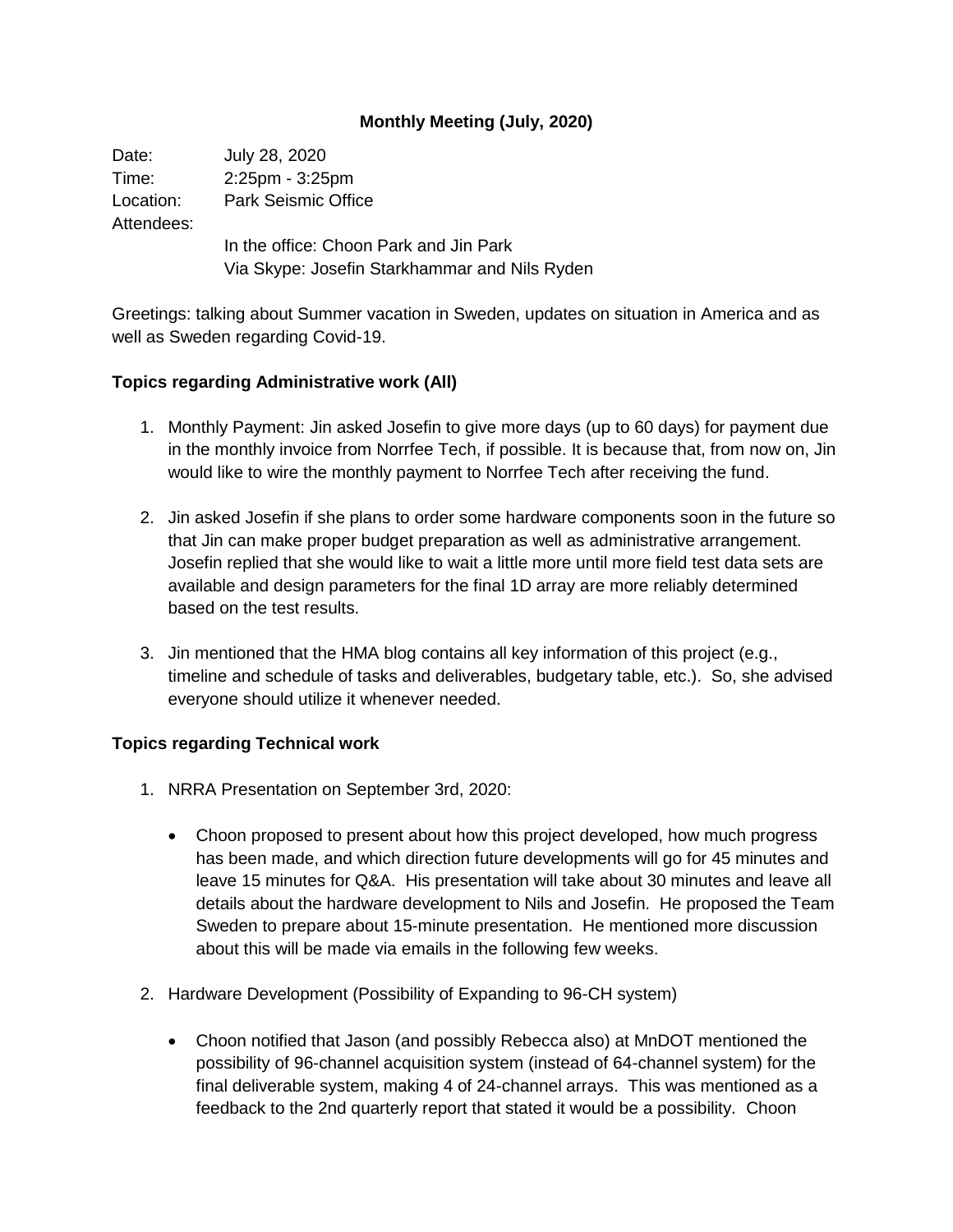# Monthly Meeting (July, 2020)

Date: July 28, 2020
Time: 2:25pm - 3:25pm
Location: Park Seismic Office
Attendees:
In the office: Choon Park and Jin Park
Via Skype: Josefin Starkhammar and Nils Ryden

Greetings: talking about Summer vacation in Sweden, updates on situation in America and as well as Sweden regarding Covid-19.

## Topics regarding Administrative work (All)

1. Monthly Payment: Jin asked Josefin to give more days (up to 60 days) for payment due in the monthly invoice from Norrfee Tech, if possible. It is because that, from now on, Jin would like to wire the monthly payment to Norrfee Tech after receiving the fund.

2. Jin asked Josefin if she plans to order some hardware components soon in the future so that Jin can make proper budget preparation as well as administrative arrangement. Josefin replied that she would like to wait a little more until more field test data sets are available and design parameters for the final 1D array are more reliably determined based on the test results.

3. Jin mentioned that the HMA blog contains all key information of this project (e.g., timeline and schedule of tasks and deliverables, budgetary table, etc.). So, she advised everyone should utilize it whenever needed.

## Topics regarding Technical work

1. NRRA Presentation on September 3rd, 2020:

   - Choon proposed to present about how this project developed, how much progress has been made, and which direction future developments will go for 45 minutes and leave 15 minutes for Q&A. His presentation will take about 30 minutes and leave all details about the hardware development to Nils and Josefin. He proposed the Team Sweden to prepare about 15-minute presentation. He mentioned more discussion about this will be made via emails in the following few weeks.

2. Hardware Development (Possibility of Expanding to 96-CH system)

   - Choon notified that Jason (and possibly Rebecca also) at MnDOT mentioned the possibility of 96-channel acquisition system (instead of 64-channel system) for the final deliverable system, making 4 of 24-channel arrays. This was mentioned as a feedback to the 2nd quarterly report that stated it would be a possibility. Choon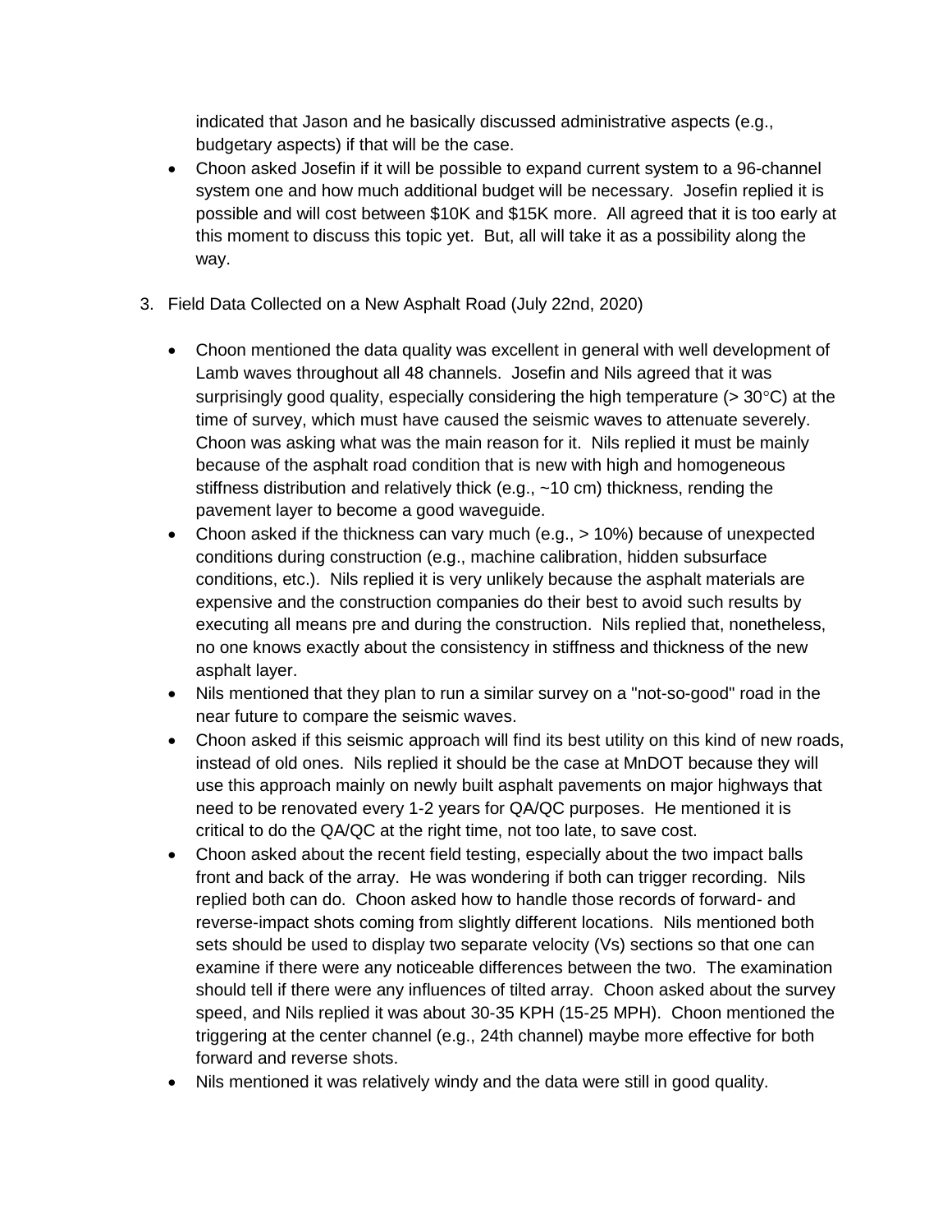indicated that Jason and he basically discussed administrative aspects (e.g., budgetary aspects) if that will be the case.

- Choon asked Josefin if it will be possible to expand current system to a 96-channel system one and how much additional budget will be necessary. Josefin replied it is possible and will cost between $10K and $15K more. All agreed that it is too early at this moment to discuss this topic yet. But, all will take it as a possibility along the way.

3. Field Data Collected on a New Asphalt Road (July 22nd, 2020)

   - Choon mentioned the data quality was excellent in general with well development of Lamb waves throughout all 48 channels. Josefin and Nils agreed that it was surprisingly good quality, especially considering the high temperature (> 30°C) at the time of survey, which must have caused the seismic waves to attenuate severely. Choon was asking what was the main reason for it. Nils replied it must be mainly because of the asphalt road condition that is new with high and homogeneous stiffness distribution and relatively thick (e.g., ~10 cm) thickness, rending the pavement layer to become a good waveguide.
   - Choon asked if the thickness can vary much (e.g., > 10%) because of unexpected conditions during construction (e.g., machine calibration, hidden subsurface conditions, etc.). Nils replied it is very unlikely because the asphalt materials are expensive and the construction companies do their best to avoid such results by executing all means pre and during the construction. Nils replied that, nonetheless, no one knows exactly about the consistency in stiffness and thickness of the new asphalt layer.
   - Nils mentioned that they plan to run a similar survey on a "not-so-good" road in the near future to compare the seismic waves.
   - Choon asked if this seismic approach will find its best utility on this kind of new roads, instead of old ones. Nils replied it should be the case at MnDOT because they will use this approach mainly on newly built asphalt pavements on major highways that need to be renovated every 1-2 years for QA/QC purposes. He mentioned it is critical to do the QA/QC at the right time, not too late, to save cost.
   - Choon asked about the recent field testing, especially about the two impact balls front and back of the array. He was wondering if both can trigger recording. Nils replied both can do. Choon asked how to handle those records of forward- and reverse-impact shots coming from slightly different locations. Nils mentioned both sets should be used to display two separate velocity (Vs) sections so that one can examine if there were any noticeable differences between the two. The examination should tell if there were any influences of tilted array. Choon asked about the survey speed, and Nils replied it was about 30-35 KPH (15-25 MPH). Choon mentioned the triggering at the center channel (e.g., 24th channel) maybe more effective for both forward and reverse shots.
   - Nils mentioned it was relatively windy and the data were still in good quality.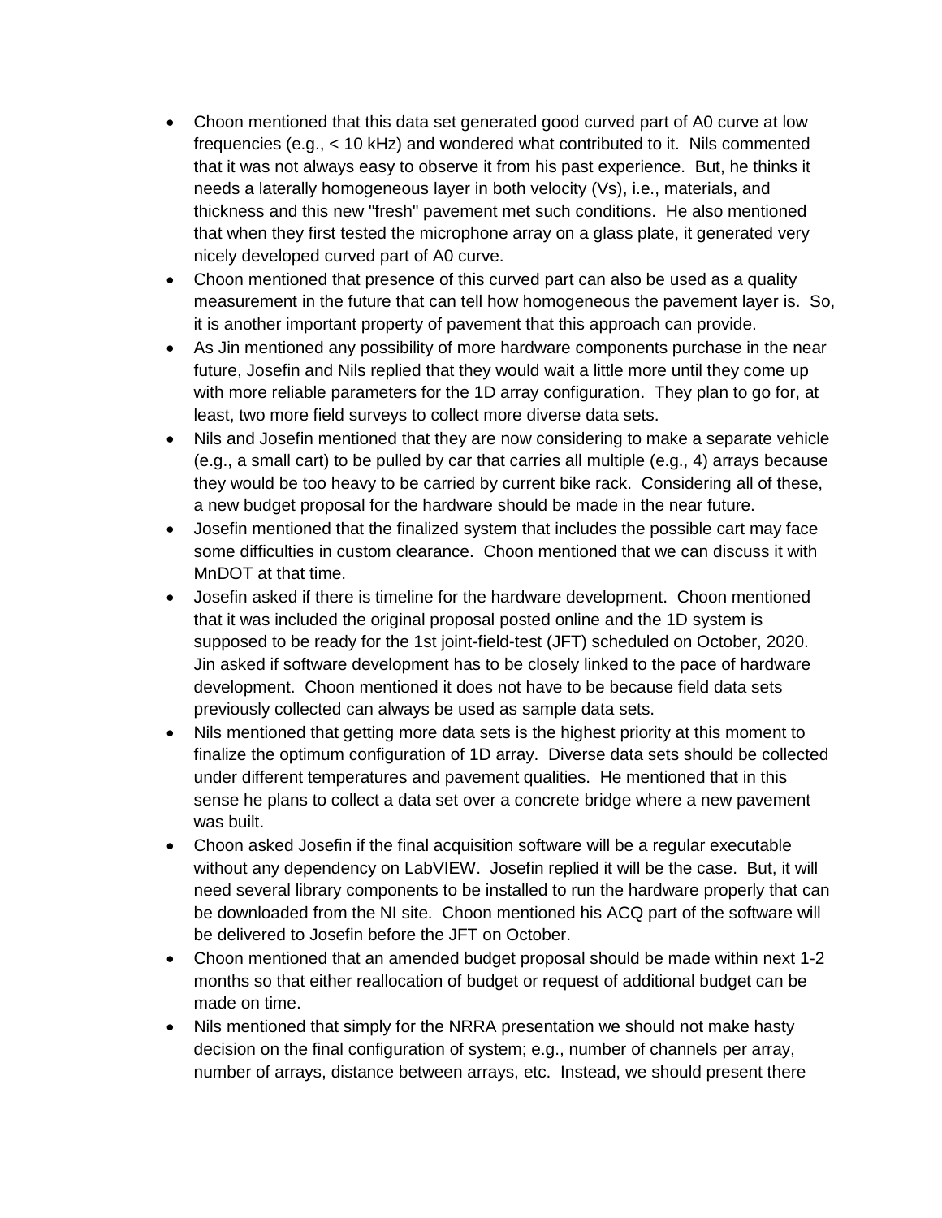- Choon mentioned that this data set generated good curved part of A0 curve at low frequencies (e.g., < 10 kHz) and wondered what contributed to it. Nils commented that it was not always easy to observe it from his past experience. But, he thinks it needs a laterally homogeneous layer in both velocity (Vs), i.e., materials, and thickness and this new "fresh" pavement met such conditions. He also mentioned that when they first tested the microphone array on a glass plate, it generated very nicely developed curved part of A0 curve.
- Choon mentioned that presence of this curved part can also be used as a quality measurement in the future that can tell how homogeneous the pavement layer is. So, it is another important property of pavement that this approach can provide.
- As Jin mentioned any possibility of more hardware components purchase in the near future, Josefin and Nils replied that they would wait a little more until they come up with more reliable parameters for the 1D array configuration. They plan to go for, at least, two more field surveys to collect more diverse data sets.
- Nils and Josefin mentioned that they are now considering to make a separate vehicle (e.g., a small cart) to be pulled by car that carries all multiple (e.g., 4) arrays because they would be too heavy to be carried by current bike rack. Considering all of these, a new budget proposal for the hardware should be made in the near future.
- Josefin mentioned that the finalized system that includes the possible cart may face some difficulties in custom clearance. Choon mentioned that we can discuss it with MnDOT at that time.
- Josefin asked if there is timeline for the hardware development. Choon mentioned that it was included the original proposal posted online and the 1D system is supposed to be ready for the 1st joint-field-test (JFT) scheduled on October, 2020. Jin asked if software development has to be closely linked to the pace of hardware development. Choon mentioned it does not have to be because field data sets previously collected can always be used as sample data sets.
- Nils mentioned that getting more data sets is the highest priority at this moment to finalize the optimum configuration of 1D array. Diverse data sets should be collected under different temperatures and pavement qualities. He mentioned that in this sense he plans to collect a data set over a concrete bridge where a new pavement was built.
- Choon asked Josefin if the final acquisition software will be a regular executable without any dependency on LabVIEW. Josefin replied it will be the case. But, it will need several library components to be installed to run the hardware properly that can be downloaded from the NI site. Choon mentioned his ACQ part of the software will be delivered to Josefin before the JFT on October.
- Choon mentioned that an amended budget proposal should be made within next 1-2 months so that either reallocation of budget or request of additional budget can be made on time.
- Nils mentioned that simply for the NRRA presentation we should not make hasty decision on the final configuration of system; e.g., number of channels per array, number of arrays, distance between arrays, etc. Instead, we should present there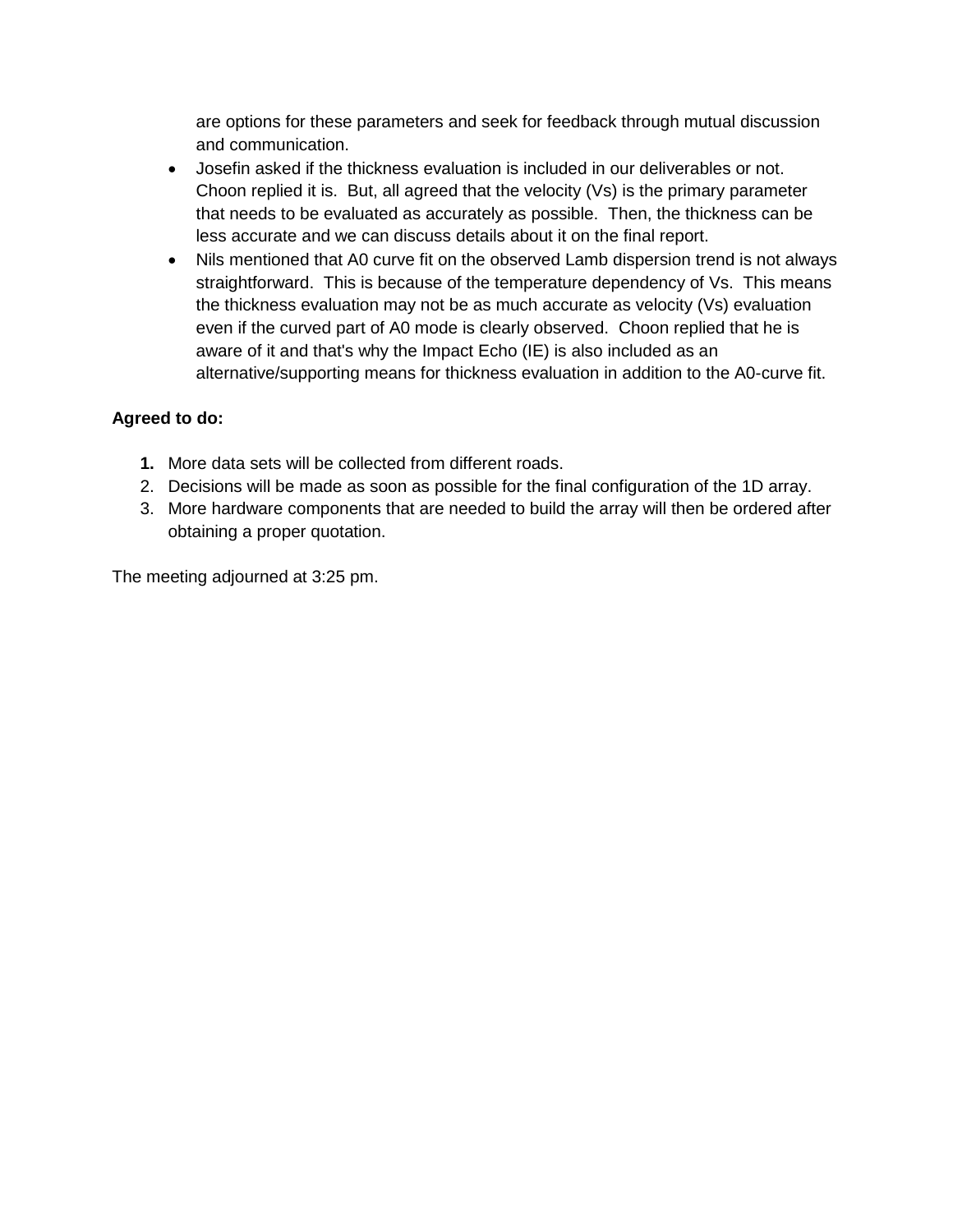are options for these parameters and seek for feedback through mutual discussion and communication.

- Josefin asked if the thickness evaluation is included in our deliverables or not. Choon replied it is. But, all agreed that the velocity (Vs) is the primary parameter that needs to be evaluated as accurately as possible. Then, the thickness can be less accurate and we can discuss details about it on the final report.
- Nils mentioned that A0 curve fit on the observed Lamb dispersion trend is not always straightforward. This is because of the temperature dependency of Vs. This means the thickness evaluation may not be as much accurate as velocity (Vs) evaluation even if the curved part of A0 mode is clearly observed. Choon replied that he is aware of it and that's why the Impact Echo (IE) is also included as an alternative/supporting means for thickness evaluation in addition to the A0-curve fit.

**Agreed to do:**

1. More data sets will be collected from different roads.
2. Decisions will be made as soon as possible for the final configuration of the 1D array.
3. More hardware components that are needed to build the array will then be ordered after obtaining a proper quotation.

The meeting adjourned at 3:25 pm.